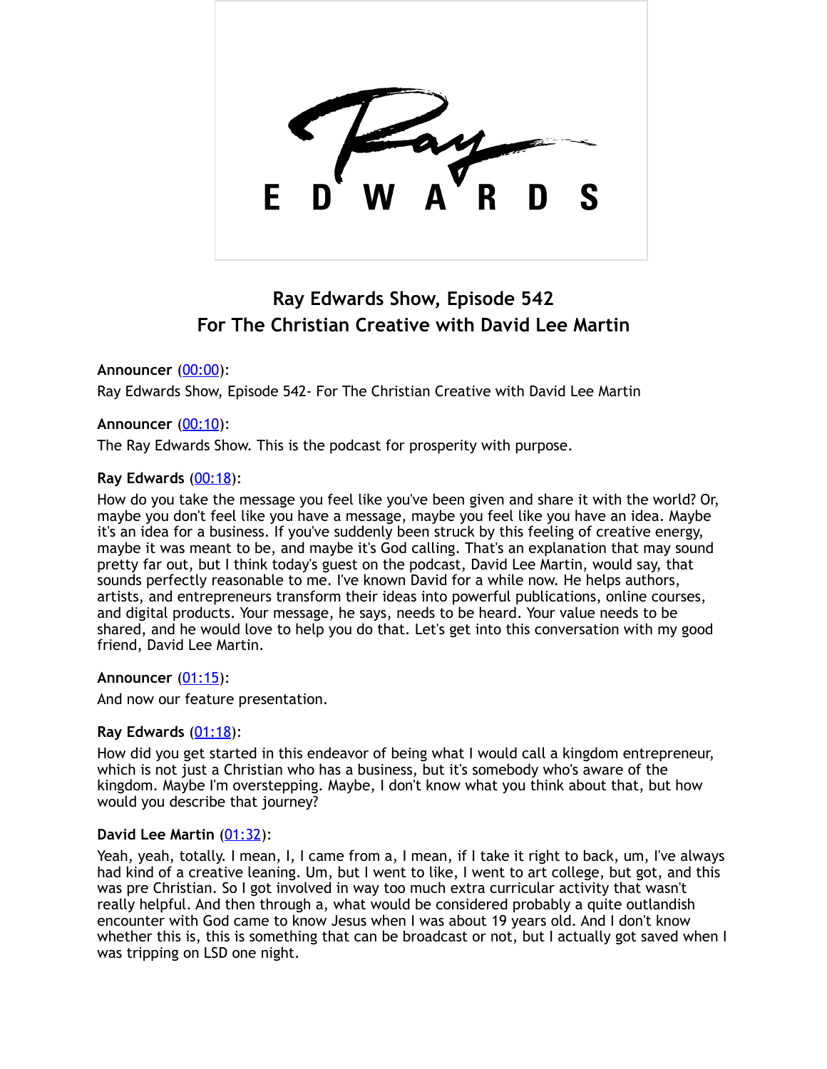# Ray Edwards Show, Episode 542
## For The Christian Creative with David Lee Martin

**Announcer** (00:00):
Ray Edwards Show, Episode 542- For The Christian Creative with David Lee Martin

**Announcer** (00:10):
The Ray Edwards Show. This is the podcast for prosperity with purpose.

**Ray Edwards** (00:18):
How do you take the message you feel like you've been given and share it with the world? Or, maybe you don't feel like you have a message, maybe you feel like you have an idea. Maybe it's an idea for a business. If you've suddenly been struck by this feeling of creative energy, maybe it was meant to be, and maybe it's God calling. That's an explanation that may sound pretty far out, but I think today's guest on the podcast, David Lee Martin, would say, that sounds perfectly reasonable to me. I've known David for a while now. He helps authors, artists, and entrepreneurs transform their ideas into powerful publications, online courses, and digital products. Your message, he says, needs to be heard. Your value needs to be shared, and he would love to help you do that. Let's get into this conversation with my good friend, David Lee Martin.

**Announcer** (01:15):
And now our feature presentation.

**Ray Edwards** (01:18):
How did you get started in this endeavor of being what I would call a kingdom entrepreneur, which is not just a Christian who has a business, but it's somebody who's aware of the kingdom. Maybe I'm overstepping. Maybe, I don't know what you think about that, but how would you describe that journey?

**David Lee Martin** (01:32):
Yeah, yeah, totally. I mean, I, I came from a, I mean, if I take it right to back, um, I've always had kind of a creative leaning. Um, but I went to like, I went to art college, but got, and this was pre Christian. So I got involved in way too much extra curricular activity that wasn't really helpful. And then through a, what would be considered probably a quite outlandish encounter with God came to know Jesus when I was about 19 years old. And I don't know whether this is, this is something that can be broadcast or not, but I actually got saved when I was tripping on LSD one night.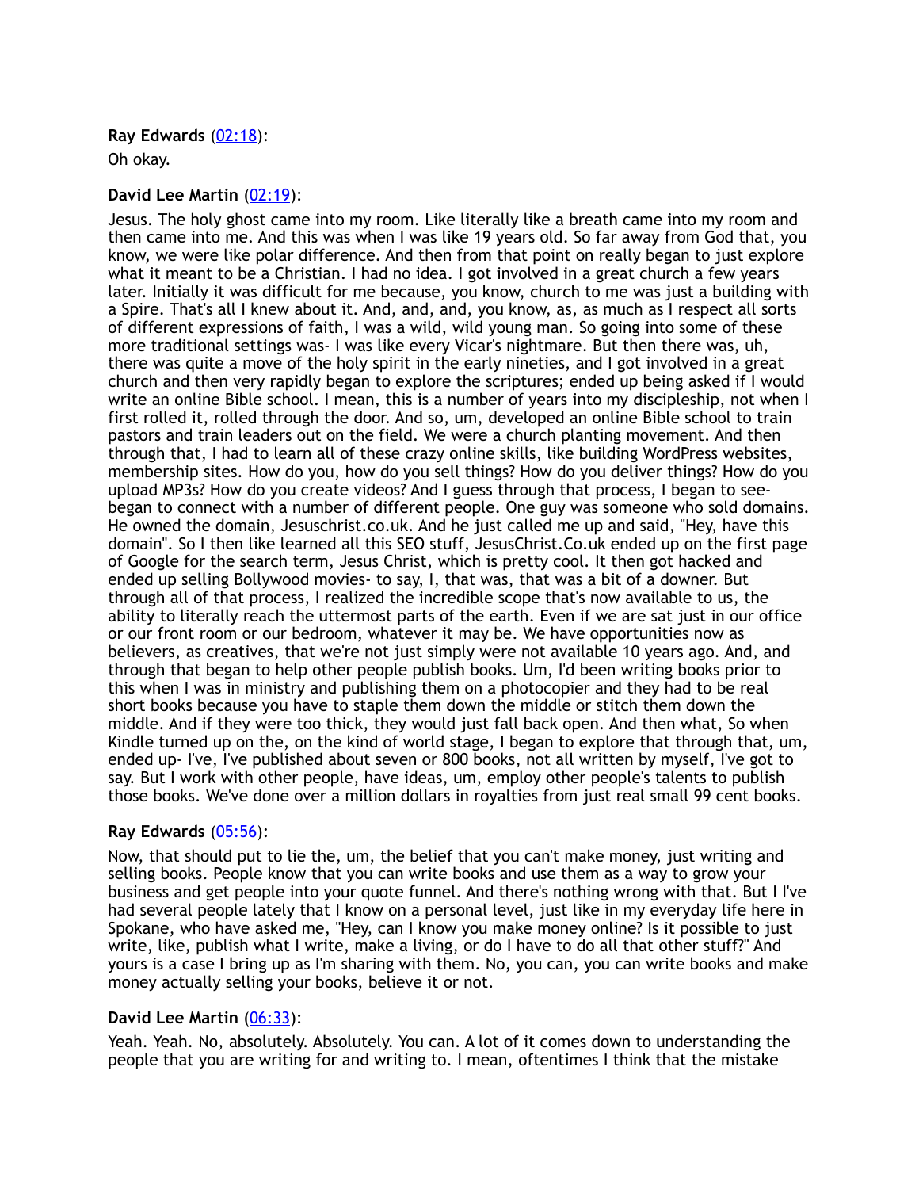**Ray Edwards** ([02:18](#)):

Oh okay.

**David Lee Martin** ([02:19](#)):

Jesus. The holy ghost came into my room. Like literally like a breath came into my room and then came into me. And this was when I was like 19 years old. So far away from God that, you know, we were like polar difference. And then from that point on really began to just explore what it meant to be a Christian. I had no idea. I got involved in a great church a few years later. Initially it was difficult for me because, you know, church to me was just a building with a Spire. That's all I knew about it. And, and, and, you know, as, as much as I respect all sorts of different expressions of faith, I was a wild, wild young man. So going into some of these more traditional settings was- I was like every Vicar's nightmare. But then there was, uh, there was quite a move of the holy spirit in the early nineties, and I got involved in a great church and then very rapidly began to explore the scriptures; ended up being asked if I would write an online Bible school. I mean, this is a number of years into my discipleship, not when I first rolled it, rolled through the door. And so, um, developed an online Bible school to train pastors and train leaders out on the field. We were a church planting movement. And then through that, I had to learn all of these crazy online skills, like building WordPress websites, membership sites. How do you, how do you sell things? How do you deliver things? How do you upload MP3s? How do you create videos? And I guess through that process, I began to see- began to connect with a number of different people. One guy was someone who sold domains. He owned the domain, Jesuschrist.co.uk. And he just called me up and said, "Hey, have this domain". So I then like learned all this SEO stuff, JesusChrist.Co.uk ended up on the first page of Google for the search term, Jesus Christ, which is pretty cool. It then got hacked and ended up selling Bollywood movies- to say, I, that was, that was a bit of a downer. But through all of that process, I realized the incredible scope that's now available to us, the ability to literally reach the uttermost parts of the earth. Even if we are sat just in our office or our front room or our bedroom, whatever it may be. We have opportunities now as believers, as creatives, that we're not just simply were not available 10 years ago. And, and through that began to help other people publish books. Um, I'd been writing books prior to this when I was in ministry and publishing them on a photocopier and they had to be real short books because you have to staple them down the middle or stitch them down the middle. And if they were too thick, they would just fall back open. And then what, So when Kindle turned up on the, on the kind of world stage, I began to explore that through that, um, ended up- I've, I've published about seven or 800 books, not all written by myself, I've got to say. But I work with other people, have ideas, um, employ other people's talents to publish those books. We've done over a million dollars in royalties from just real small 99 cent books.

**Ray Edwards** ([05:56](#)):

Now, that should put to lie the, um, the belief that you can't make money, just writing and selling books. People know that you can write books and use them as a way to grow your business and get people into your quote funnel. And there's nothing wrong with that. But I I've had several people lately that I know on a personal level, just like in my everyday life here in Spokane, who have asked me, "Hey, can I know you make money online? Is it possible to just write, like, publish what I write, make a living, or do I have to do all that other stuff?" And yours is a case I bring up as I'm sharing with them. No, you can, you can write books and make money actually selling your books, believe it or not.

**David Lee Martin** ([06:33](#)):

Yeah. Yeah. No, absolutely. Absolutely. You can. A lot of it comes down to understanding the people that you are writing for and writing to. I mean, oftentimes I think that the mistake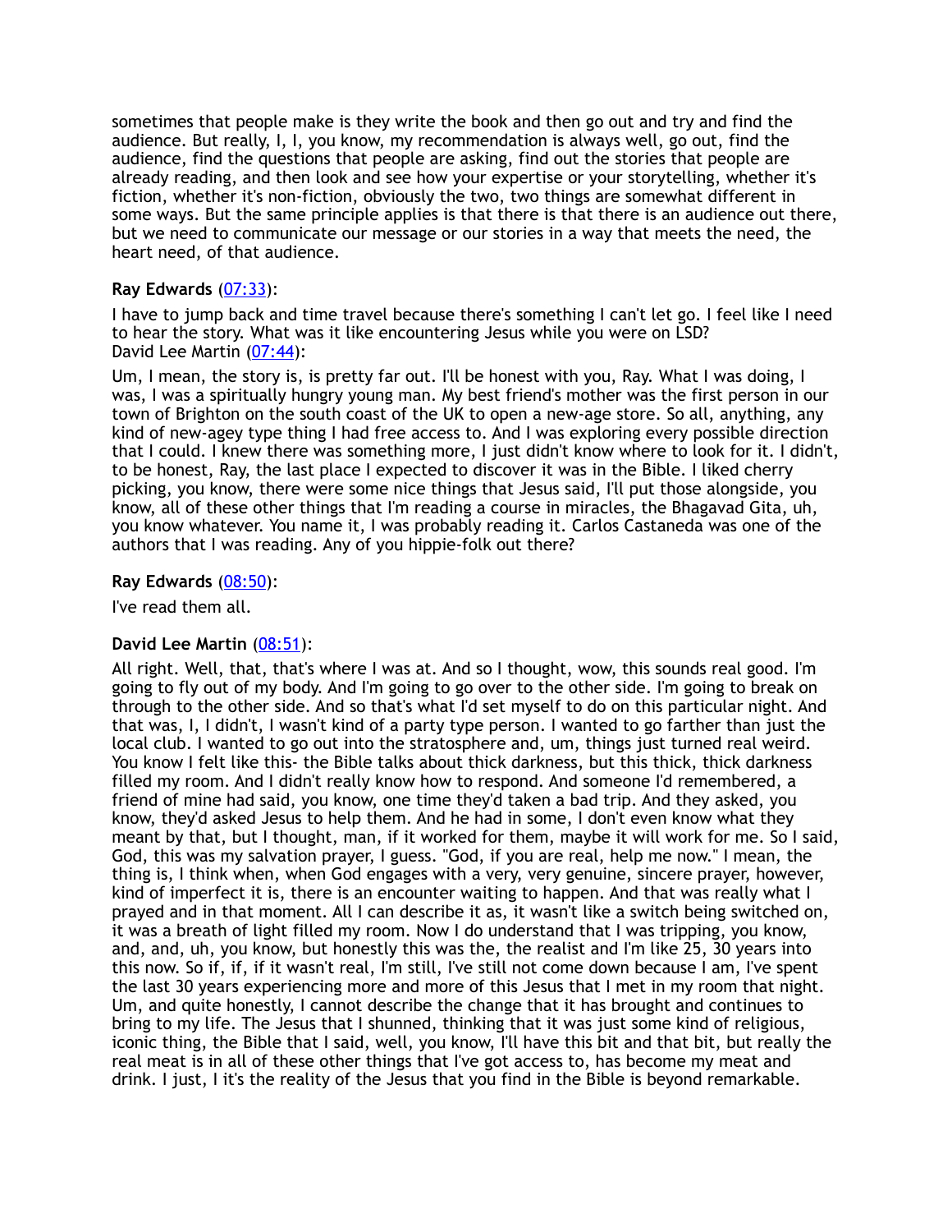sometimes that people make is they write the book and then go out and try and find the audience. But really, I, I, you know, my recommendation is always well, go out, find the audience, find the questions that people are asking, find out the stories that people are already reading, and then look and see how your expertise or your storytelling, whether it's fiction, whether it's non-fiction, obviously the two, two things are somewhat different in some ways. But the same principle applies is that there is that there is an audience out there, but we need to communicate our message or our stories in a way that meets the need, the heart need, of that audience.

**Ray Edwards** ([07:33](07:33)):

I have to jump back and time travel because there's something I can't let go. I feel like I need to hear the story. What was it like encountering Jesus while you were on LSD?
David Lee Martin ([07:44](07:44)):

Um, I mean, the story is, is pretty far out. I'll be honest with you, Ray. What I was doing, I was, I was a spiritually hungry young man. My best friend's mother was the first person in our town of Brighton on the south coast of the UK to open a new-age store. So all, anything, any kind of new-agey type thing I had free access to. And I was exploring every possible direction that I could. I knew there was something more, I just didn't know where to look for it. I didn't, to be honest, Ray, the last place I expected to discover it was in the Bible. I liked cherry picking, you know, there were some nice things that Jesus said, I'll put those alongside, you know, all of these other things that I'm reading a course in miracles, the Bhagavad Gita, uh, you know whatever. You name it, I was probably reading it. Carlos Castaneda was one of the authors that I was reading. Any of you hippie-folk out there?

**Ray Edwards** ([08:50](08:50)):

I've read them all.

**David Lee Martin** ([08:51](08:51)):

All right. Well, that, that's where I was at. And so I thought, wow, this sounds real good. I'm going to fly out of my body. And I'm going to go over to the other side. I'm going to break on through to the other side. And so that's what I'd set myself to do on this particular night. And that was, I, I didn't, I wasn't kind of a party type person. I wanted to go farther than just the local club. I wanted to go out into the stratosphere and, um, things just turned real weird. You know I felt like this- the Bible talks about thick darkness, but this thick, thick darkness filled my room. And I didn't really know how to respond. And someone I'd remembered, a friend of mine had said, you know, one time they'd taken a bad trip. And they asked, you know, they'd asked Jesus to help them. And he had in some, I don't even know what they meant by that, but I thought, man, if it worked for them, maybe it will work for me. So I said, God, this was my salvation prayer, I guess. "God, if you are real, help me now." I mean, the thing is, I think when, when God engages with a very, very genuine, sincere prayer, however, kind of imperfect it is, there is an encounter waiting to happen. And that was really what I prayed and in that moment. All I can describe it as, it wasn't like a switch being switched on, it was a breath of light filled my room. Now I do understand that I was tripping, you know, and, and, uh, you know, but honestly this was the, the realist and I'm like 25, 30 years into this now. So if, if, if it wasn't real, I'm still, I've still not come down because I am, I've spent the last 30 years experiencing more and more of this Jesus that I met in my room that night. Um, and quite honestly, I cannot describe the change that it has brought and continues to bring to my life. The Jesus that I shunned, thinking that it was just some kind of religious, iconic thing, the Bible that I said, well, you know, I'll have this bit and that bit, but really the real meat is in all of these other things that I've got access to, has become my meat and drink. I just, I it's the reality of the Jesus that you find in the Bible is beyond remarkable.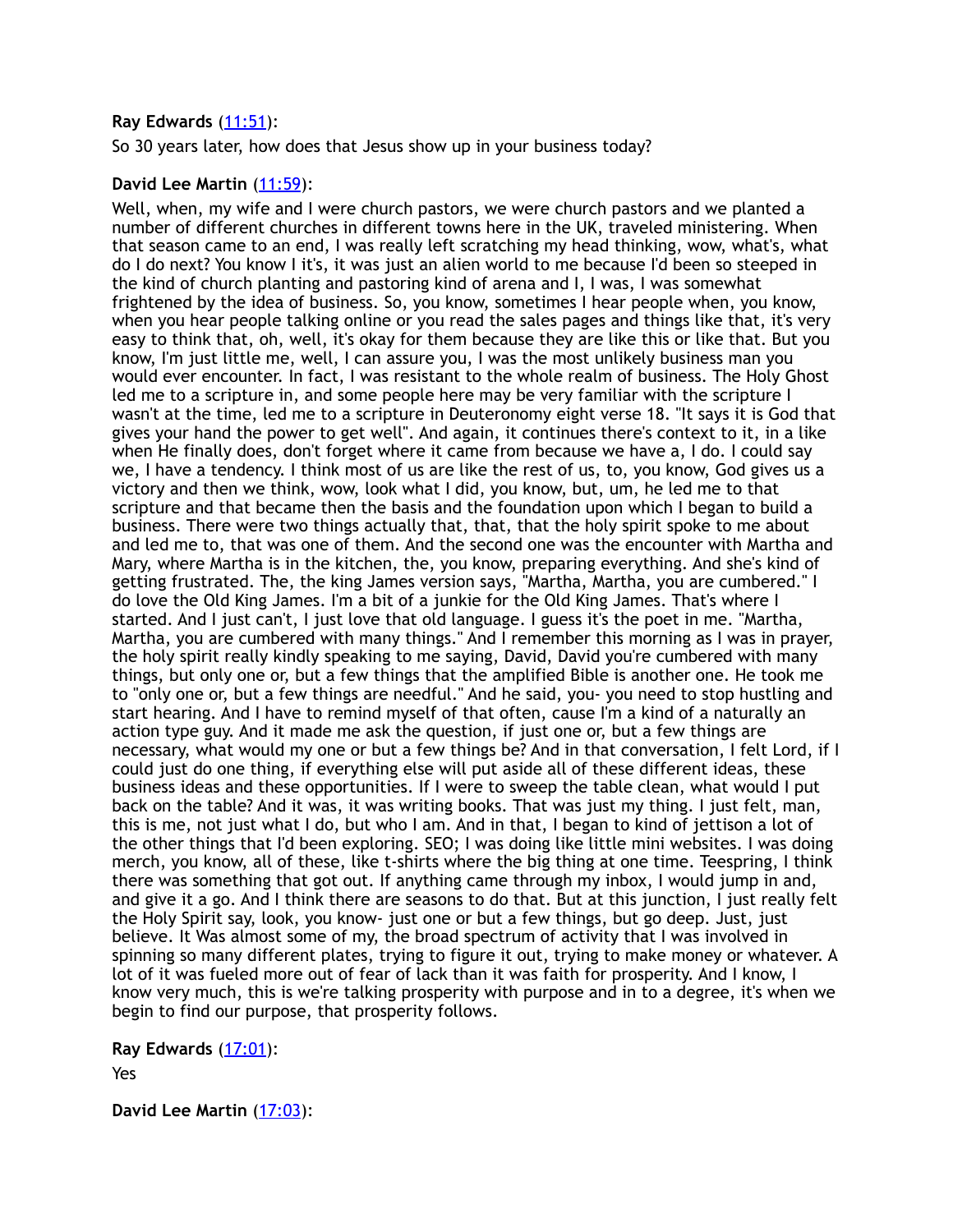**Ray Edwards** ([11:51](#)):

So 30 years later, how does that Jesus show up in your business today?

**David Lee Martin** ([11:59](#)):

Well, when, my wife and I were church pastors, we were church pastors and we planted a number of different churches in different towns here in the UK, traveled ministering. When that season came to an end, I was really left scratching my head thinking, wow, what's, what do I do next? You know I it's, it was just an alien world to me because I'd been so steeped in the kind of church planting and pastoring kind of arena and I, I was, I was somewhat frightened by the idea of business. So, you know, sometimes I hear people when, you know, when you hear people talking online or you read the sales pages and things like that, it's very easy to think that, oh, well, it's okay for them because they are like this or like that. But you know, I'm just little me, well, I can assure you, I was the most unlikely business man you would ever encounter. In fact, I was resistant to the whole realm of business. The Holy Ghost led me to a scripture in, and some people here may be very familiar with the scripture I wasn't at the time, led me to a scripture in Deuteronomy eight verse 18. "It says it is God that gives your hand the power to get well". And again, it continues there's context to it, in a like when He finally does, don't forget where it came from because we have a, I do. I could say we, I have a tendency. I think most of us are like the rest of us, to, you know, God gives us a victory and then we think, wow, look what I did, you know, but, um, he led me to that scripture and that became then the basis and the foundation upon which I began to build a business. There were two things actually that, that, that the holy spirit spoke to me about and led me to, that was one of them. And the second one was the encounter with Martha and Mary, where Martha is in the kitchen, the, you know, preparing everything. And she's kind of getting frustrated. The, the king James version says, "Martha, Martha, you are cumbered." I do love the Old King James. I'm a bit of a junkie for the Old King James. That's where I started. And I just can't, I just love that old language. I guess it's the poet in me. "Martha, Martha, you are cumbered with many things." And I remember this morning as I was in prayer, the holy spirit really kindly speaking to me saying, David, David you're cumbered with many things, but only one or, but a few things that the amplified Bible is another one. He took me to "only one or, but a few things are needful." And he said, you- you need to stop hustling and start hearing. And I have to remind myself of that often, cause I'm a kind of a naturally an action type guy. And it made me ask the question, if just one or, but a few things are necessary, what would my one or but a few things be? And in that conversation, I felt Lord, if I could just do one thing, if everything else will put aside all of these different ideas, these business ideas and these opportunities. If I were to sweep the table clean, what would I put back on the table? And it was, it was writing books. That was just my thing. I just felt, man, this is me, not just what I do, but who I am. And in that, I began to kind of jettison a lot of the other things that I'd been exploring. SEO; I was doing like little mini websites. I was doing merch, you know, all of these, like t-shirts where the big thing at one time. Teespring, I think there was something that got out. If anything came through my inbox, I would jump in and, and give it a go. And I think there are seasons to do that. But at this junction, I just really felt the Holy Spirit say, look, you know- just one or but a few things, but go deep. Just, just believe. It Was almost some of my, the broad spectrum of activity that I was involved in spinning so many different plates, trying to figure it out, trying to make money or whatever. A lot of it was fueled more out of fear of lack than it was faith for prosperity. And I know, I know very much, this is we're talking prosperity with purpose and in to a degree, it's when we begin to find our purpose, that prosperity follows.

**Ray Edwards** ([17:01](#)):

Yes

**David Lee Martin** ([17:03](#)):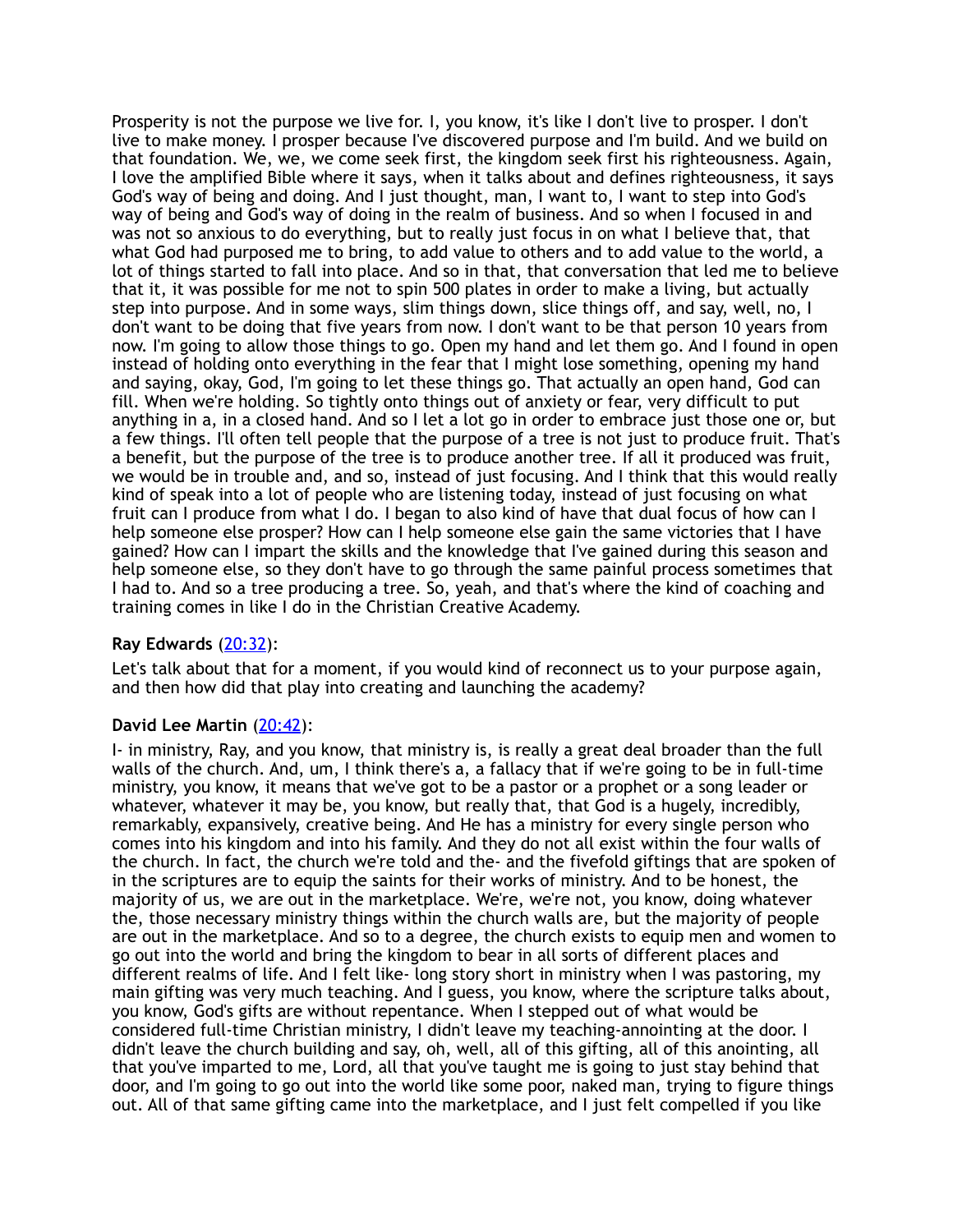Prosperity is not the purpose we live for. I, you know, it's like I don't live to prosper. I don't live to make money. I prosper because I've discovered purpose and I'm build. And we build on that foundation. We, we, we come seek first, the kingdom seek first his righteousness. Again, I love the amplified Bible where it says, when it talks about and defines righteousness, it says God's way of being and doing. And I just thought, man, I want to, I want to step into God's way of being and God's way of doing in the realm of business. And so when I focused in and was not so anxious to do everything, but to really just focus in on what I believe that, that what God had purposed me to bring, to add value to others and to add value to the world, a lot of things started to fall into place. And so in that, that conversation that led me to believe that it, it was possible for me not to spin 500 plates in order to make a living, but actually step into purpose. And in some ways, slim things down, slice things off, and say, well, no, I don't want to be doing that five years from now. I don't want to be that person 10 years from now. I'm going to allow those things to go. Open my hand and let them go. And I found in open instead of holding onto everything in the fear that I might lose something, opening my hand and saying, okay, God, I'm going to let these things go. That actually an open hand, God can fill. When we're holding. So tightly onto things out of anxiety or fear, very difficult to put anything in a, in a closed hand. And so I let a lot go in order to embrace just those one or, but a few things. I'll often tell people that the purpose of a tree is not just to produce fruit. That's a benefit, but the purpose of the tree is to produce another tree. If all it produced was fruit, we would be in trouble and, and so, instead of just focusing. And I think that this would really kind of speak into a lot of people who are listening today, instead of just focusing on what fruit can I produce from what I do. I began to also kind of have that dual focus of how can I help someone else prosper? How can I help someone else gain the same victories that I have gained? How can I impart the skills and the knowledge that I've gained during this season and help someone else, so they don't have to go through the same painful process sometimes that I had to. And so a tree producing a tree. So, yeah, and that's where the kind of coaching and training comes in like I do in the Christian Creative Academy.

**Ray Edwards** (20:32):

Let's talk about that for a moment, if you would kind of reconnect us to your purpose again, and then how did that play into creating and launching the academy?

**David Lee Martin** (20:42):

I- in ministry, Ray, and you know, that ministry is, is really a great deal broader than the full walls of the church. And, um, I think there's a, a fallacy that if we're going to be in full-time ministry, you know, it means that we've got to be a pastor or a prophet or a song leader or whatever, whatever it may be, you know, but really that, that God is a hugely, incredibly, remarkably, expansively, creative being. And He has a ministry for every single person who comes into his kingdom and into his family. And they do not all exist within the four walls of the church. In fact, the church we're told and the- and the fivefold giftings that are spoken of in the scriptures are to equip the saints for their works of ministry. And to be honest, the majority of us, we are out in the marketplace. We're, we're not, you know, doing whatever the, those necessary ministry things within the church walls are, but the majority of people are out in the marketplace. And so to a degree, the church exists to equip men and women to go out into the world and bring the kingdom to bear in all sorts of different places and different realms of life. And I felt like- long story short in ministry when I was pastoring, my main gifting was very much teaching. And I guess, you know, where the scripture talks about, you know, God's gifts are without repentance. When I stepped out of what would be considered full-time Christian ministry, I didn't leave my teaching-annointing at the door. I didn't leave the church building and say, oh, well, all of this gifting, all of this anointing, all that you've imparted to me, Lord, all that you've taught me is going to just stay behind that door, and I'm going to go out into the world like some poor, naked man, trying to figure things out. All of that same gifting came into the marketplace, and I just felt compelled if you like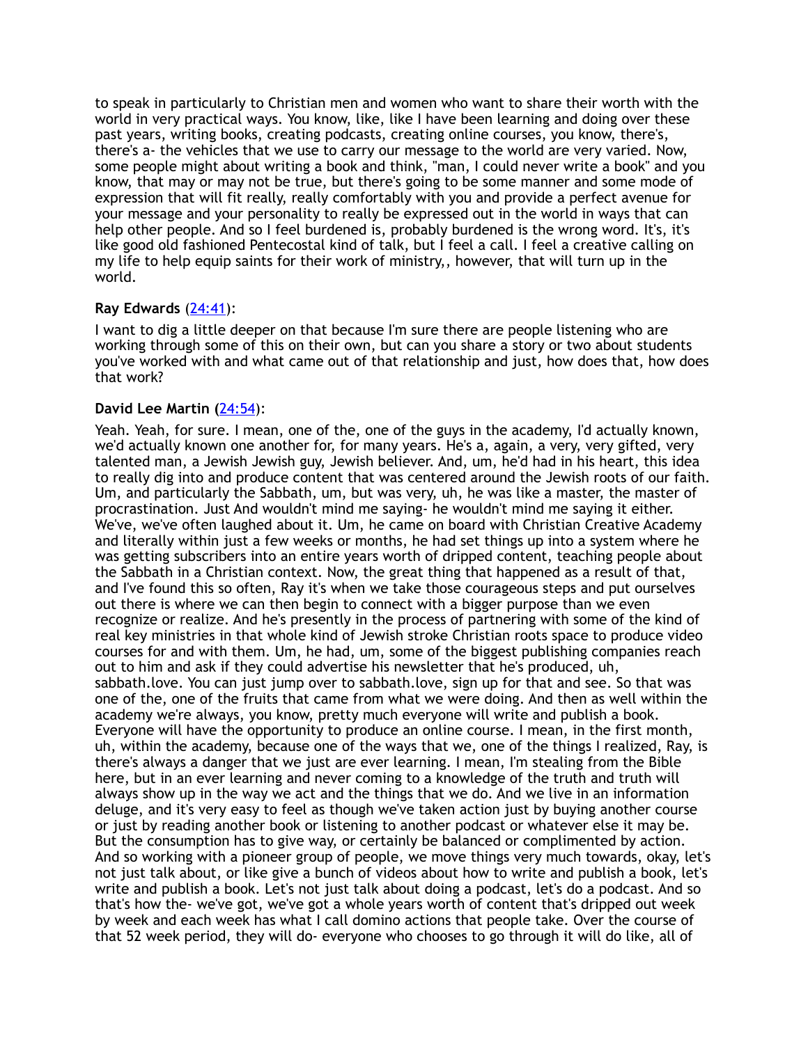to speak in particularly to Christian men and women who want to share their worth with the world in very practical ways. You know, like, like I have been learning and doing over these past years, writing books, creating podcasts, creating online courses, you know, there's, there's a- the vehicles that we use to carry our message to the world are very varied. Now, some people might about writing a book and think, "man, I could never write a book" and you know, that may or may not be true, but there's going to be some manner and some mode of expression that will fit really, really comfortably with you and provide a perfect avenue for your message and your personality to really be expressed out in the world in ways that can help other people. And so I feel burdened is, probably burdened is the wrong word. It's, it's like good old fashioned Pentecostal kind of talk, but I feel a call. I feel a creative calling on my life to help equip saints for their work of ministry,, however, that will turn up in the world.

**Ray Edwards** (24:41):

I want to dig a little deeper on that because I'm sure there are people listening who are working through some of this on their own, but can you share a story or two about students you've worked with and what came out of that relationship and just, how does that, how does that work?

**David Lee Martin** (24:54):

Yeah. Yeah, for sure. I mean, one of the, one of the guys in the academy, I'd actually known, we'd actually known one another for, for many years. He's a, again, a very, very gifted, very talented man, a Jewish Jewish guy, Jewish believer. And, um, he'd had in his heart, this idea to really dig into and produce content that was centered around the Jewish roots of our faith. Um, and particularly the Sabbath, um, but was very, uh, he was like a master, the master of procrastination. Just And wouldn't mind me saying- he wouldn't mind me saying it either. We've, we've often laughed about it. Um, he came on board with Christian Creative Academy and literally within just a few weeks or months, he had set things up into a system where he was getting subscribers into an entire years worth of dripped content, teaching people about the Sabbath in a Christian context. Now, the great thing that happened as a result of that, and I've found this so often, Ray it's when we take those courageous steps and put ourselves out there is where we can then begin to connect with a bigger purpose than we even recognize or realize. And he's presently in the process of partnering with some of the kind of real key ministries in that whole kind of Jewish stroke Christian roots space to produce video courses for and with them. Um, he had, um, some of the biggest publishing companies reach out to him and ask if they could advertise his newsletter that he's produced, uh, sabbath.love. You can just jump over to sabbath.love, sign up for that and see. So that was one of the, one of the fruits that came from what we were doing. And then as well within the academy we're always, you know, pretty much everyone will write and publish a book. Everyone will have the opportunity to produce an online course. I mean, in the first month, uh, within the academy, because one of the ways that we, one of the things I realized, Ray, is there's always a danger that we just are ever learning. I mean, I'm stealing from the Bible here, but in an ever learning and never coming to a knowledge of the truth and truth will always show up in the way we act and the things that we do. And we live in an information deluge, and it's very easy to feel as though we've taken action just by buying another course or just by reading another book or listening to another podcast or whatever else it may be. But the consumption has to give way, or certainly be balanced or complimented by action. And so working with a pioneer group of people, we move things very much towards, okay, let's not just talk about, or like give a bunch of videos about how to write and publish a book, let's write and publish a book. Let's not just talk about doing a podcast, let's do a podcast. And so that's how the- we've got, we've got a whole years worth of content that's dripped out week by week and each week has what I call domino actions that people take. Over the course of that 52 week period, they will do- everyone who chooses to go through it will do like, all of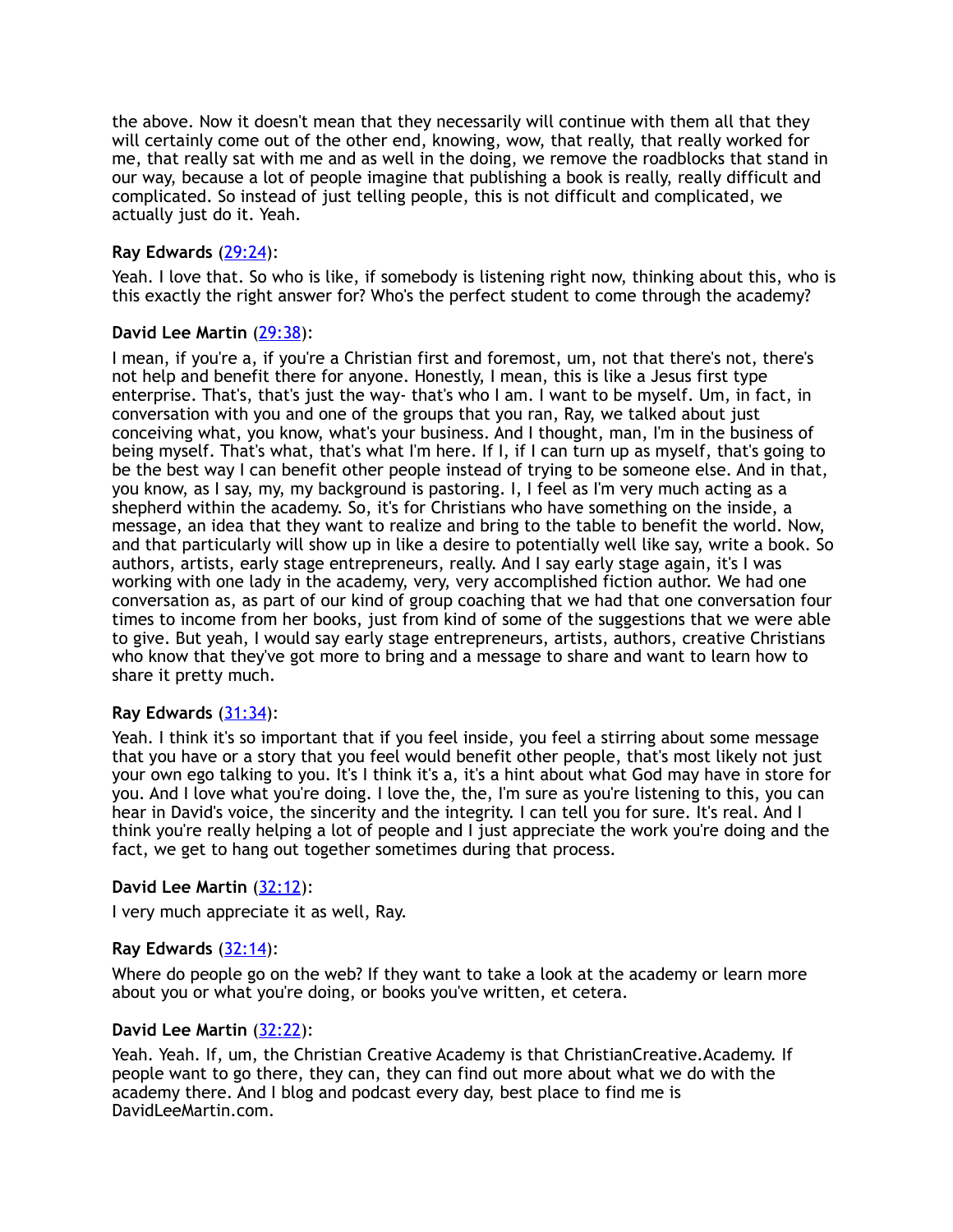the above. Now it doesn't mean that they necessarily will continue with them all that they will certainly come out of the other end, knowing, wow, that really, that really worked for me, that really sat with me and as well in the doing, we remove the roadblocks that stand in our way, because a lot of people imagine that publishing a book is really, really difficult and complicated. So instead of just telling people, this is not difficult and complicated, we actually just do it. Yeah.

**Ray Edwards** ([29:24](#)):

Yeah. I love that. So who is like, if somebody is listening right now, thinking about this, who is this exactly the right answer for? Who's the perfect student to come through the academy?

**David Lee Martin** ([29:38](#)):

I mean, if you're a, if you're a Christian first and foremost, um, not that there's not, there's not help and benefit there for anyone. Honestly, I mean, this is like a Jesus first type enterprise. That's, that's just the way- that's who I am. I want to be myself. Um, in fact, in conversation with you and one of the groups that you ran, Ray, we talked about just conceiving what, you know, what's your business. And I thought, man, I'm in the business of being myself. That's what, that's what I'm here. If I, if I can turn up as myself, that's going to be the best way I can benefit other people instead of trying to be someone else. And in that, you know, as I say, my, my background is pastoring. I, I feel as I'm very much acting as a shepherd within the academy. So, it's for Christians who have something on the inside, a message, an idea that they want to realize and bring to the table to benefit the world. Now, and that particularly will show up in like a desire to potentially well like say, write a book. So authors, artists, early stage entrepreneurs, really. And I say early stage again, it's I was working with one lady in the academy, very, very accomplished fiction author. We had one conversation as, as part of our kind of group coaching that we had that one conversation four times to income from her books, just from kind of some of the suggestions that we were able to give. But yeah, I would say early stage entrepreneurs, artists, authors, creative Christians who know that they've got more to bring and a message to share and want to learn how to share it pretty much.

**Ray Edwards** ([31:34](#)):

Yeah. I think it's so important that if you feel inside, you feel a stirring about some message that you have or a story that you feel would benefit other people, that's most likely not just your own ego talking to you. It's I think it's a, it's a hint about what God may have in store for you. And I love what you're doing. I love the, the, I'm sure as you're listening to this, you can hear in David's voice, the sincerity and the integrity. I can tell you for sure. It's real. And I think you're really helping a lot of people and I just appreciate the work you're doing and the fact, we get to hang out together sometimes during that process.

**David Lee Martin** ([32:12](#)):

I very much appreciate it as well, Ray.

**Ray Edwards** ([32:14](#)):

Where do people go on the web? If they want to take a look at the academy or learn more about you or what you're doing, or books you've written, et cetera.

**David Lee Martin** ([32:22](#)):

Yeah. Yeah. If, um, the Christian Creative Academy is that ChristianCreative.Academy. If people want to go there, they can, they can find out more about what we do with the academy there. And I blog and podcast every day, best place to find me is DavidLeeMartin.com.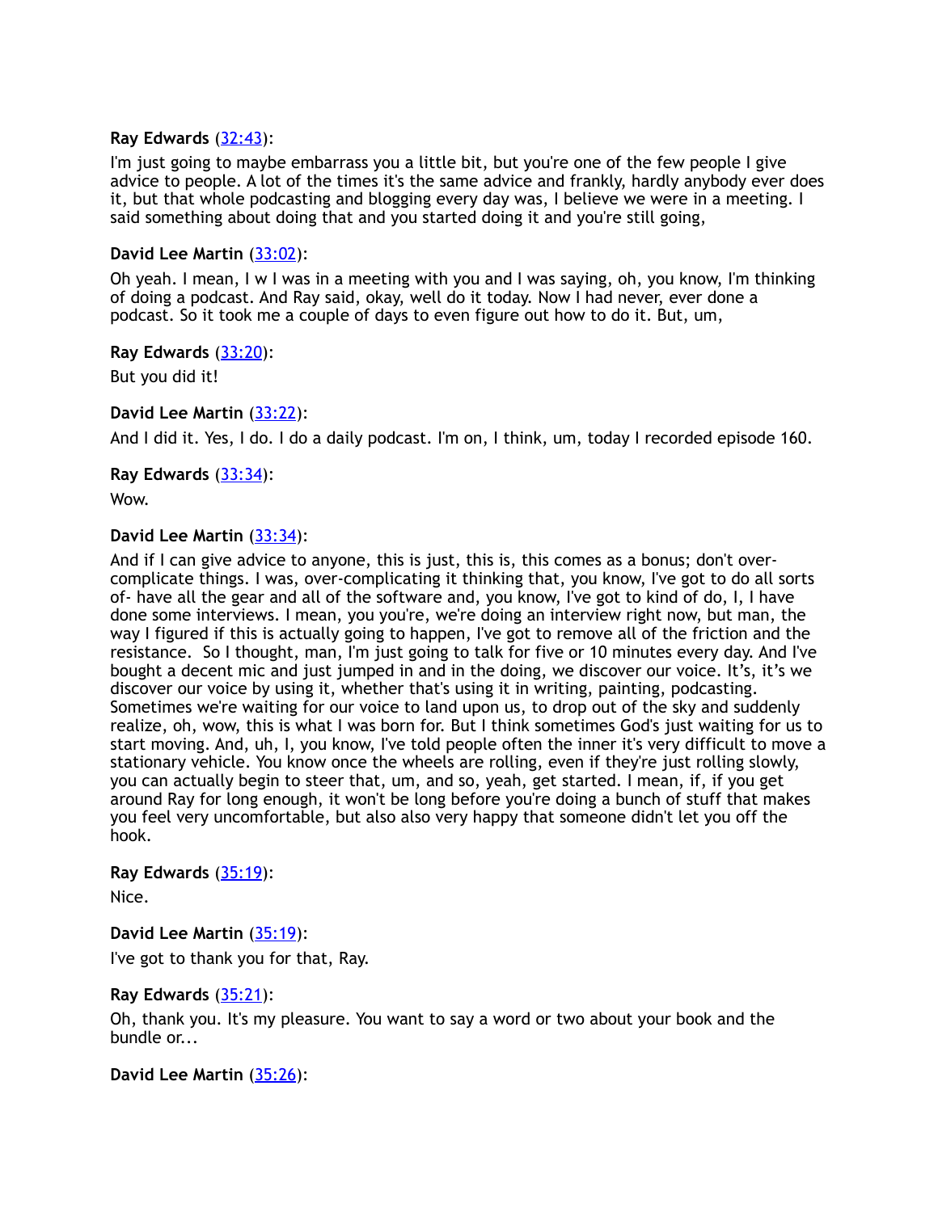**Ray Edwards** ([32:43](#)):

I'm just going to maybe embarrass you a little bit, but you're one of the few people I give advice to people. A lot of the times it's the same advice and frankly, hardly anybody ever does it, but that whole podcasting and blogging every day was, I believe we were in a meeting. I said something about doing that and you started doing it and you're still going,

**David Lee Martin** ([33:02](#)):

Oh yeah. I mean, I w I was in a meeting with you and I was saying, oh, you know, I'm thinking of doing a podcast. And Ray said, okay, well do it today. Now I had never, ever done a podcast. So it took me a couple of days to even figure out how to do it. But, um,

**Ray Edwards** ([33:20](#)):

But you did it!

**David Lee Martin** ([33:22](#)):

And I did it. Yes, I do. I do a daily podcast. I'm on, I think, um, today I recorded episode 160.

**Ray Edwards** ([33:34](#)):

Wow.

**David Lee Martin** ([33:34](#)):

And if I can give advice to anyone, this is just, this is, this comes as a bonus; don't over-complicate things. I was, over-complicating it thinking that, you know, I've got to do all sorts of- have all the gear and all of the software and, you know, I've got to kind of do, I, I have done some interviews. I mean, you you're, we're doing an interview right now, but man, the way I figured if this is actually going to happen, I've got to remove all of the friction and the resistance. So I thought, man, I'm just going to talk for five or 10 minutes every day. And I've bought a decent mic and just jumped in and in the doing, we discover our voice. It's, it's we discover our voice by using it, whether that's using it in writing, painting, podcasting. Sometimes we're waiting for our voice to land upon us, to drop out of the sky and suddenly realize, oh, wow, this is what I was born for. But I think sometimes God's just waiting for us to start moving. And, uh, I, you know, I've told people often the inner it's very difficult to move a stationary vehicle. You know once the wheels are rolling, even if they're just rolling slowly, you can actually begin to steer that, um, and so, yeah, get started. I mean, if, if you get around Ray for long enough, it won't be long before you're doing a bunch of stuff that makes you feel very uncomfortable, but also also very happy that someone didn't let you off the hook.

**Ray Edwards** ([35:19](#)):

Nice.

**David Lee Martin** ([35:19](#)):

I've got to thank you for that, Ray.

**Ray Edwards** ([35:21](#)):

Oh, thank you. It's my pleasure. You want to say a word or two about your book and the bundle or...

**David Lee Martin** ([35:26](#)):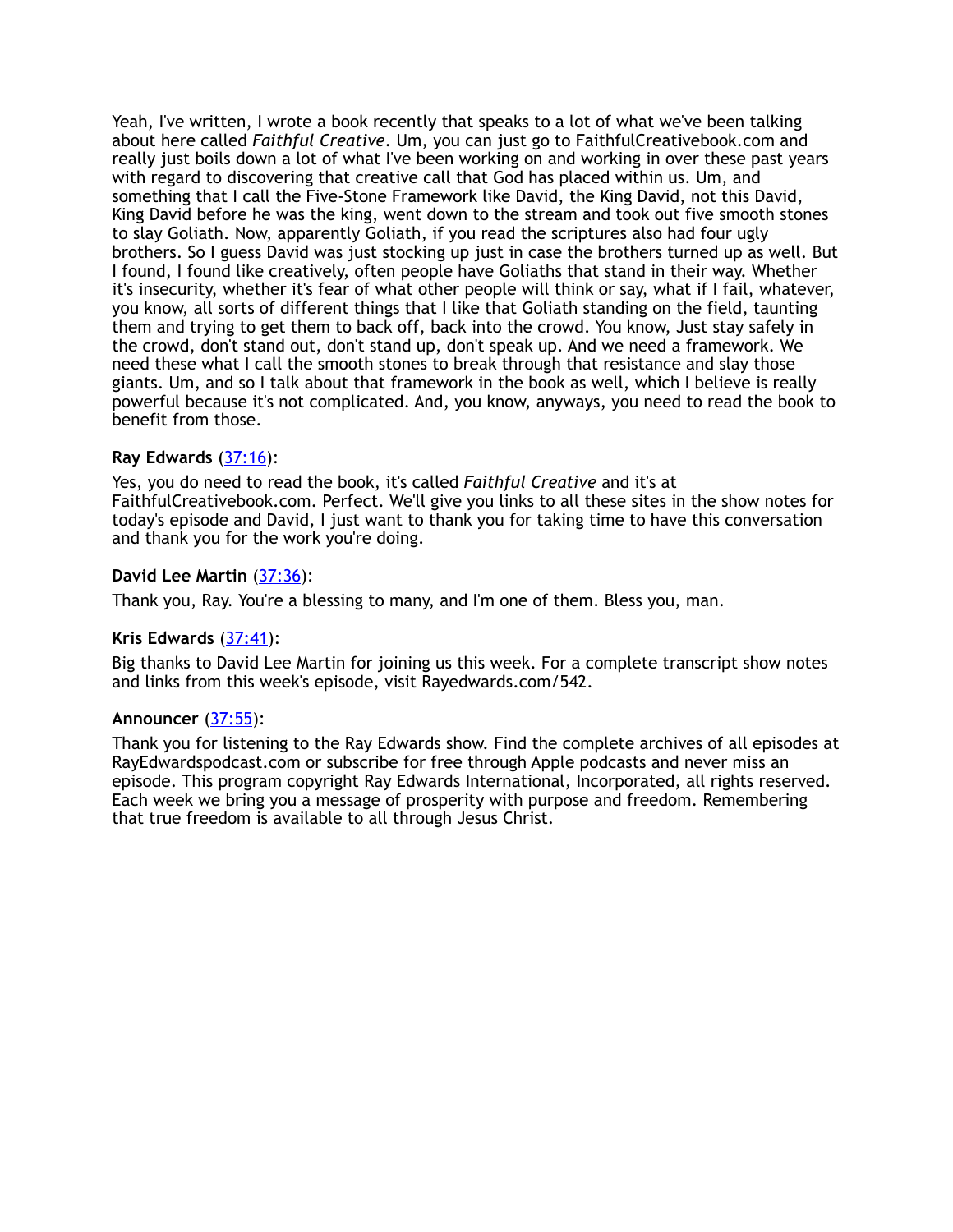Yeah, I've written, I wrote a book recently that speaks to a lot of what we've been talking about here called *Faithful Creative*. Um, you can just go to FaithfulCreativebook.com and really just boils down a lot of what I've been working on and working in over these past years with regard to discovering that creative call that God has placed within us. Um, and something that I call the Five-Stone Framework like David, the King David, not this David, King David before he was the king, went down to the stream and took out five smooth stones to slay Goliath. Now, apparently Goliath, if you read the scriptures also had four ugly brothers. So I guess David was just stocking up just in case the brothers turned up as well. But I found, I found like creatively, often people have Goliaths that stand in their way. Whether it's insecurity, whether it's fear of what other people will think or say, what if I fail, whatever, you know, all sorts of different things that I like that Goliath standing on the field, taunting them and trying to get them to back off, back into the crowd. You know, Just stay safely in the crowd, don't stand out, don't stand up, don't speak up. And we need a framework. We need these what I call the smooth stones to break through that resistance and slay those giants. Um, and so I talk about that framework in the book as well, which I believe is really powerful because it's not complicated. And, you know, anyways, you need to read the book to benefit from those.

**Ray Edwards** (37:16):

Yes, you do need to read the book, it's called *Faithful Creative* and it's at FaithfulCreativebook.com. Perfect. We'll give you links to all these sites in the show notes for today's episode and David, I just want to thank you for taking time to have this conversation and thank you for the work you're doing.

**David Lee Martin** (37:36):

Thank you, Ray. You're a blessing to many, and I'm one of them. Bless you, man.

**Kris Edwards** (37:41):

Big thanks to David Lee Martin for joining us this week. For a complete transcript show notes and links from this week's episode, visit Rayedwards.com/542.

**Announcer** (37:55):

Thank you for listening to the Ray Edwards show. Find the complete archives of all episodes at RayEdwardspodcast.com or subscribe for free through Apple podcasts and never miss an episode. This program copyright Ray Edwards International, Incorporated, all rights reserved. Each week we bring you a message of prosperity with purpose and freedom. Remembering that true freedom is available to all through Jesus Christ.